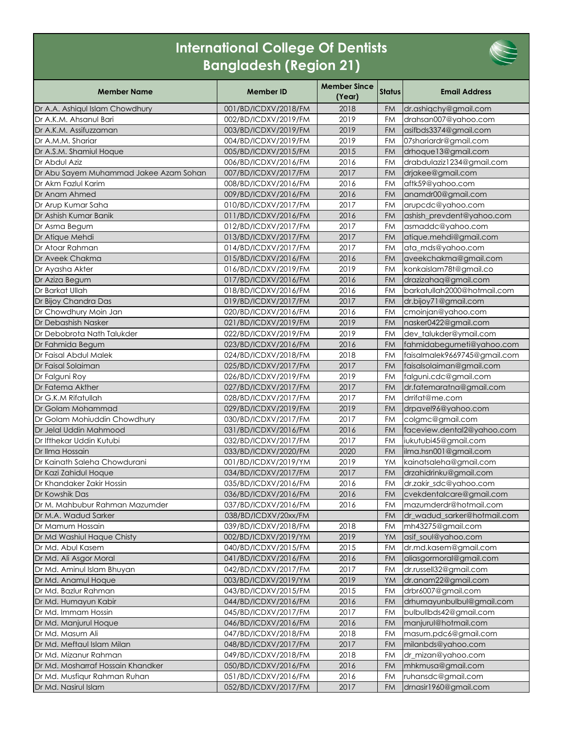# International College Of Dentists Bangladesh (Region 21)

| Member Name | Member ID | Member Since (Year) | Status | Email Address |
|---|---|---|---|---|
| Dr A.A. Ashiqul Islam Chowdhury | 001/BD/ICDXV/2018/FM | 2018 | FM | dr.ashiqchy@gmail.com |
| Dr A.K.M. Ahsanul Bari | 002/BD/ICDXV/2019/FM | 2019 | FM | drahsan007@yahoo.com |
| Dr A.K.M. Assifuzzaman | 003/BD/ICDXV/2019/FM | 2019 | FM | asifbds3374@gmail.com |
| Dr A.M.M. Shariar | 004/BD/ICDXV/2019/FM | 2019 | FM | 07shariardr@gmail.com |
| Dr A.S.M. Shamiul Hoque | 005/BD/ICDXV/2015/FM | 2015 | FM | drhoque13@gmail.com |
| Dr Abdul Aziz | 006/BD/ICDXV/2016/FM | 2016 | FM | drabdulaziz1234@gmail.com |
| Dr Abu Sayem Muhammad Jakee Azam Sohan | 007/BD/ICDXV/2017/FM | 2017 | FM | drjakee@gmail.com |
| Dr Akm Fazlul Karim | 008/BD/ICDXV/2016/FM | 2016 | FM | aftk59@yahoo.com |
| Dr Anam Ahmed | 009/BD/ICDXV/2016/FM | 2016 | FM | anamdr00@gmail.com |
| Dr Arup Kumar Saha | 010/BD/ICDXV/2017/FM | 2017 | FM | arupcdc@yahoo.com |
| Dr Ashish Kumar Banik | 011/BD/ICDXV/2016/FM | 2016 | FM | ashish_prevdent@yahoo.com |
| Dr Asma Begum | 012/BD/ICDXV/2017/FM | 2017 | FM | asmaddc@yahoo.com |
| Dr Atique Mehdi | 013/BD/ICDXV/2017/FM | 2017 | FM | atique.mehdi@gmail.com |
| Dr Atoar Rahman | 014/BD/ICDXV/2017/FM | 2017 | FM | ata_mds@yahoo.com |
| Dr Aveek Chakma | 015/BD/ICDXV/2016/FM | 2016 | FM | aveekchakma@gmail.com |
| Dr Ayasha Akter | 016/BD/ICDXV/2019/FM | 2019 | FM | konkaislam78t@gmail.co |
| Dr Aziza Begum | 017/BD/ICDXV/2016/FM | 2016 | FM | drazizahaq@gmail.com |
| Dr Barkat Ullah | 018/BD/ICDXV/2016/FM | 2016 | FM | barkatullah2000@hotmail.com |
| Dr Bijoy Chandra Das | 019/BD/ICDXV/2017/FM | 2017 | FM | dr.bijoy71@gmail.com |
| Dr Chowdhury Moin Jan | 020/BD/ICDXV/2016/FM | 2016 | FM | cmoinjan@yahoo.com |
| Dr Debashish Nasker | 021/BD/ICDXV/2019/FM | 2019 | FM | nasker0422@gmail.com |
| Dr Debobrota Nath Talukder | 022/BD/ICDXV/2019/FM | 2019 | FM | dev_talukder@ymail.com |
| Dr Fahmida Begum | 023/BD/ICDXV/2016/FM | 2016 | FM | fahmidabegumeti@yahoo.com |
| Dr Faisal Abdul Malek | 024/BD/ICDXV/2018/FM | 2018 | FM | faisalmalek9669745@gmail.com |
| Dr Faisal Solaiman | 025/BD/ICDXV/2017/FM | 2017 | FM | faisalsolaiman@gmail.com |
| Dr Falguni Roy | 026/BD/ICDXV/2019/FM | 2019 | FM | falguni.cdc@gmail.com |
| Dr Fatema Akther | 027/BD/ICDXV/2017/FM | 2017 | FM | dr.fatemaratna@gmail.com |
| Dr G.K.M Rifatullah | 028/BD/ICDXV/2017/FM | 2017 | FM | drrifat@me.com |
| Dr Golam Mohammad | 029/BD/ICDXV/2019/FM | 2019 | FM | drpavel96@yahoo.com |
| Dr Golam Mohiuddin Chowdhury | 030/BD/ICDXV/2017/FM | 2017 | FM | colgmc@gmail.com |
| Dr Jelal Uddin Mahmood | 031/BD/ICDXV/2016/FM | 2016 | FM | faceview.dental2@yahoo.com |
| Dr Ifthekar Uddin Kutubi | 032/BD/ICDXV/2017/FM | 2017 | FM | iukutubi45@gmail.com |
| Dr Ilma Hossain | 033/BD/ICDXV/2020/FM | 2020 | FM | ilma.hsn001@gmail.com |
| Dr Kainath Saleha Chowdurani | 001/BD/ICDXV/2019/YM | 2019 | YM | kainatsaleha@gmail.com |
| Dr Kazi Zahidul Hoque | 034/BD/ICDXV/2017/FM | 2017 | FM | drzahidrinku@gmail.com |
| Dr Khandaker Zakir Hossin | 035/BD/ICDXV/2016/FM | 2016 | FM | dr.zakir_sdc@yahoo.com |
| Dr Kowshik Das | 036/BD/ICDXV/2016/FM | 2016 | FM | cvekdentalcare@gmail.com |
| Dr M. Mahbubur Rahman Mazumder | 037/BD/ICDXV/2016/FM | 2016 | FM | mazumderdr@hotmail.com |
| Dr M.A. Wadud Sarker | 038/BD/ICDXV/20xx/FM | | FM | dr_wadud_sarker@hotmail.com |
| Dr Mamum Hossain | 039/BD/ICDXV/2018/FM | 2018 | FM | mh43275@gmail.com |
| Dr Md Washiul Haque Chisty | 002/BD/ICDXV/2019/YM | 2019 | YM | asif_soul@yahoo.com |
| Dr Md. Abul Kasem | 040/BD/ICDXV/2015/FM | 2015 | FM | dr.md.kasem@gmail.com |
| Dr Md. Ali Asgor Moral | 041/BD/ICDXV/2016/FM | 2016 | FM | aliasgormoral@gmail.com |
| Dr Md. Aminul Islam Bhuyan | 042/BD/ICDXV/2017/FM | 2017 | FM | dr.russell32@gmail.com |
| Dr Md. Anamul Hoque | 003/BD/ICDXV/2019/YM | 2019 | YM | dr.anam22@gmail.com |
| Dr Md. Bazlur Rahman | 043/BD/ICDXV/2015/FM | 2015 | FM | drbr6007@gmail.com |
| Dr Md. Humayun Kabir | 044/BD/ICDXV/2016/FM | 2016 | FM | drhumayunbulbul@gmail.com |
| Dr Md. Immam Hossin | 045/BD/ICDXV/2017/FM | 2017 | FM | bulbullbds42@gmail.com |
| Dr Md. Manjurul Hoque | 046/BD/ICDXV/2016/FM | 2016 | FM | manjurul@hotmail.com |
| Dr Md. Masum Ali | 047/BD/ICDXV/2018/FM | 2018 | FM | masum.pdc6@gmail.com |
| Dr Md. Meftaul Islam Milan | 048/BD/ICDXV/2017/FM | 2017 | FM | milanbds@yahoo.com |
| Dr Md. Mizanur Rahman | 049/BD/ICDXV/2018/FM | 2018 | FM | dr_mizan@yahoo.com |
| Dr Md. Mosharraf Hossain Khandker | 050/BD/ICDXV/2016/FM | 2016 | FM | mhkmusa@gmail.com |
| Dr Md. Musfiqur Rahman Ruhan | 051/BD/ICDXV/2016/FM | 2016 | FM | ruhansdc@gmail.com |
| Dr Md. Nasirul Islam | 052/BD/ICDXV/2017/FM | 2017 | FM | drnasir1960@gmail.com |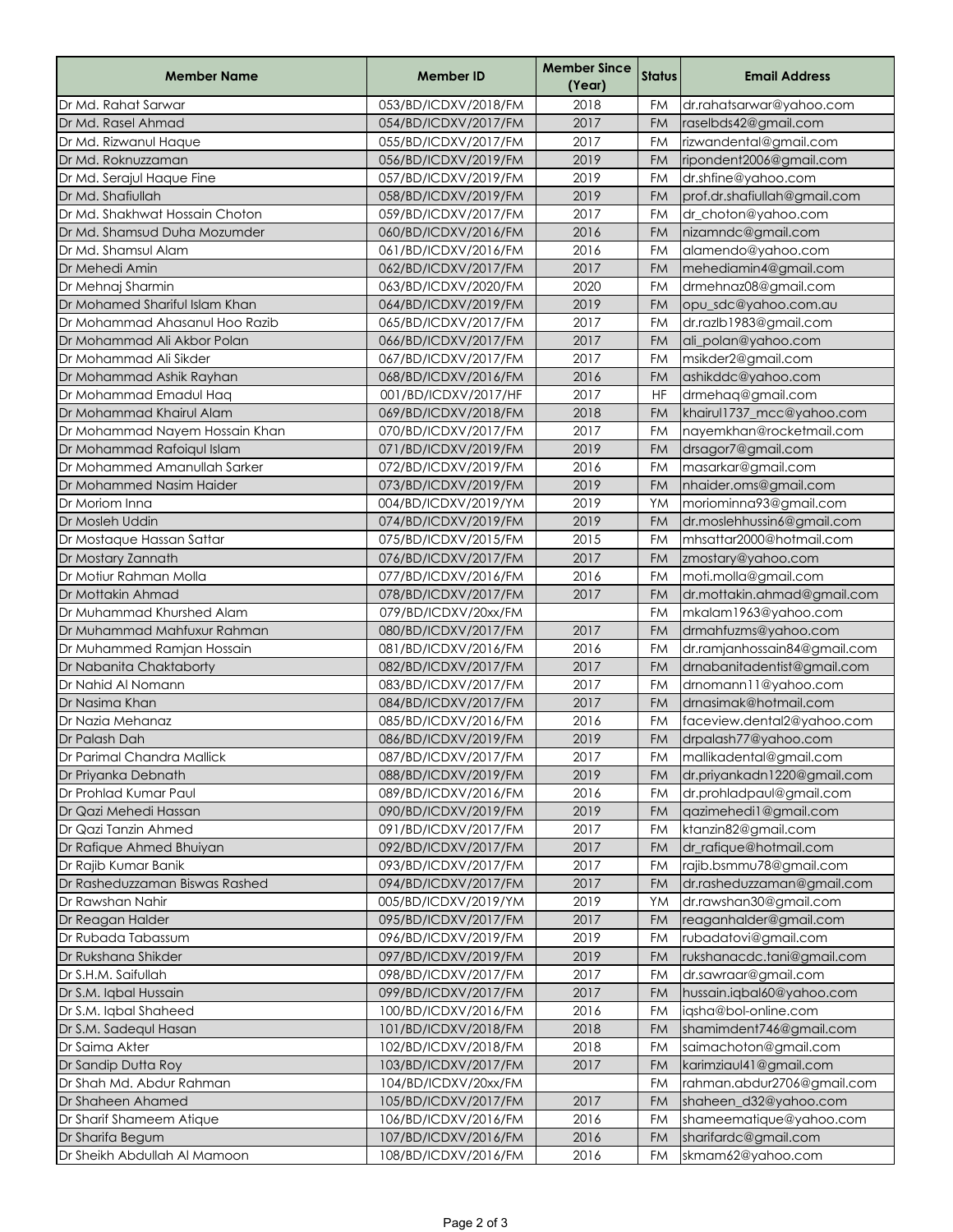| Member Name | Member ID | Member Since (Year) | Status | Email Address |
|---|---|---|---|---|
| Dr Md. Rahat Sarwar | 053/BD/ICDXV/2018/FM | 2018 | FM | dr.rahatsarwar@yahoo.com |
| Dr Md. Rasel Ahmad | 054/BD/ICDXV/2017/FM | 2017 | FM | raselbds42@gmail.com |
| Dr Md. Rizwanul Haque | 055/BD/ICDXV/2017/FM | 2017 | FM | rizwandental@gmail.com |
| Dr Md. Roknuzzaman | 056/BD/ICDXV/2019/FM | 2019 | FM | ripondent2006@gmail.com |
| Dr Md. Serajul Haque Fine | 057/BD/ICDXV/2019/FM | 2019 | FM | dr.shfine@yahoo.com |
| Dr Md. Shafiullah | 058/BD/ICDXV/2019/FM | 2019 | FM | prof.dr.shafiullah@gmail.com |
| Dr Md. Shakhwat Hossain Choton | 059/BD/ICDXV/2017/FM | 2017 | FM | dr_choton@yahoo.com |
| Dr Md. Shamsud Duha Mozumder | 060/BD/ICDXV/2016/FM | 2016 | FM | nizamndc@gmail.com |
| Dr Md. Shamsul Alam | 061/BD/ICDXV/2016/FM | 2016 | FM | alamendo@yahoo.com |
| Dr Mehedi Amin | 062/BD/ICDXV/2017/FM | 2017 | FM | mehediamin4@gmail.com |
| Dr Mehnaj Sharmin | 063/BD/ICDXV/2020/FM | 2020 | FM | drmehnaz08@gmail.com |
| Dr Mohamed Shariful Islam Khan | 064/BD/ICDXV/2019/FM | 2019 | FM | opu_sdc@yahoo.com.au |
| Dr Mohammad Ahasanul Hoo Razib | 065/BD/ICDXV/2017/FM | 2017 | FM | dr.razlb1983@gmail.com |
| Dr Mohammad Ali Akbor Polan | 066/BD/ICDXV/2017/FM | 2017 | FM | ali_polan@yahoo.com |
| Dr Mohammad Ali Sikder | 067/BD/ICDXV/2017/FM | 2017 | FM | msikder2@gmail.com |
| Dr Mohammad Ashik Rayhan | 068/BD/ICDXV/2016/FM | 2016 | FM | ashikddc@yahoo.com |
| Dr Mohammad Emadul Haq | 001/BD/ICDXV/2017/HF | 2017 | HF | drmehaq@gmail.com |
| Dr Mohammad Khairul Alam | 069/BD/ICDXV/2018/FM | 2018 | FM | khairul1737_mcc@yahoo.com |
| Dr Mohammad Nayem Hossain Khan | 070/BD/ICDXV/2017/FM | 2017 | FM | nayemkhan@rocketmail.com |
| Dr Mohammad Rafoiqul Islam | 071/BD/ICDXV/2019/FM | 2019 | FM | drsagor7@gmail.com |
| Dr Mohammed Amanullah Sarker | 072/BD/ICDXV/2019/FM | 2016 | FM | masarkar@gmail.com |
| Dr Mohammed Nasim Haider | 073/BD/ICDXV/2019/FM | 2019 | FM | nhaider.oms@gmail.com |
| Dr Moriom Inna | 004/BD/ICDXV/2019/YM | 2019 | YM | moriominna93@gmail.com |
| Dr Mosleh Uddin | 074/BD/ICDXV/2019/FM | 2019 | FM | dr.moslehhussin6@gmail.com |
| Dr Mostaque Hassan Sattar | 075/BD/ICDXV/2015/FM | 2015 | FM | mhsattar2000@hotmail.com |
| Dr Mostary Zannath | 076/BD/ICDXV/2017/FM | 2017 | FM | zmostary@yahoo.com |
| Dr Motiur Rahman Molla | 077/BD/ICDXV/2016/FM | 2016 | FM | moti.molla@gmail.com |
| Dr Mottakin Ahmad | 078/BD/ICDXV/2017/FM | 2017 | FM | dr.mottakin.ahmad@gmail.com |
| Dr Muhammad Khurshed Alam | 079/BD/ICDXV/20xx/FM | | FM | mkalam1963@yahoo.com |
| Dr Muhammad Mahfuxur Rahman | 080/BD/ICDXV/2017/FM | 2017 | FM | drmahfuzms@yahoo.com |
| Dr Muhammed Ramjan Hossain | 081/BD/ICDXV/2016/FM | 2016 | FM | dr.ramjanhossain84@gmail.com |
| Dr Nabanita Chaktaborty | 082/BD/ICDXV/2017/FM | 2017 | FM | drnabanitadentist@gmail.com |
| Dr Nahid Al Nomann | 083/BD/ICDXV/2017/FM | 2017 | FM | drnomann11@yahoo.com |
| Dr Nasima Khan | 084/BD/ICDXV/2017/FM | 2017 | FM | drnasimak@hotmail.com |
| Dr Nazia Mehanaz | 085/BD/ICDXV/2016/FM | 2016 | FM | faceview.dental2@yahoo.com |
| Dr Palash Dah | 086/BD/ICDXV/2019/FM | 2019 | FM | drpalash77@yahoo.com |
| Dr Parimal Chandra Mallick | 087/BD/ICDXV/2017/FM | 2017 | FM | mallikadental@gmail.com |
| Dr Priyanka Debnath | 088/BD/ICDXV/2019/FM | 2019 | FM | dr.priyankadn1220@gmail.com |
| Dr Prohlad Kumar Paul | 089/BD/ICDXV/2016/FM | 2016 | FM | dr.prohladpaul@gmail.com |
| Dr Qazi Mehedi Hassan | 090/BD/ICDXV/2019/FM | 2019 | FM | qazimehedi1@gmail.com |
| Dr Qazi Tanzin Ahmed | 091/BD/ICDXV/2017/FM | 2017 | FM | ktanzin82@gmail.com |
| Dr Rafique Ahmed Bhuiyan | 092/BD/ICDXV/2017/FM | 2017 | FM | dr_rafique@hotmail.com |
| Dr Rajib Kumar Banik | 093/BD/ICDXV/2017/FM | 2017 | FM | rajib.bsmmu78@gmail.com |
| Dr Rasheduzzaman Biswas Rashed | 094/BD/ICDXV/2017/FM | 2017 | FM | dr.rasheduzzaman@gmail.com |
| Dr Rawshan Nahir | 005/BD/ICDXV/2019/YM | 2019 | YM | dr.rawshan30@gmail.com |
| Dr Reagan Halder | 095/BD/ICDXV/2017/FM | 2017 | FM | reaganhalder@gmail.com |
| Dr Rubada Tabassum | 096/BD/ICDXV/2019/FM | 2019 | FM | rubadatovi@gmail.com |
| Dr Rukshana Shikder | 097/BD/ICDXV/2019/FM | 2019 | FM | rukshanacdc.tani@gmail.com |
| Dr S.H.M. Saifullah | 098/BD/ICDXV/2017/FM | 2017 | FM | dr.sawraar@gmail.com |
| Dr S.M. Iqbal Hussain | 099/BD/ICDXV/2017/FM | 2017 | FM | hussain.iqbal60@yahoo.com |
| Dr S.M. Iqbal Shaheed | 100/BD/ICDXV/2016/FM | 2016 | FM | iqsha@bol-online.com |
| Dr S.M. Sadequl Hasan | 101/BD/ICDXV/2018/FM | 2018 | FM | shamimdent746@gmail.com |
| Dr Saima Akter | 102/BD/ICDXV/2018/FM | 2018 | FM | saimachoton@gmail.com |
| Dr Sandip Dutta Roy | 103/BD/ICDXV/2017/FM | 2017 | FM | karimziaul41@gmail.com |
| Dr Shah Md. Abdur Rahman | 104/BD/ICDXV/20xx/FM | | FM | rahman.abdur2706@gmail.com |
| Dr Shaheen Ahamed | 105/BD/ICDXV/2017/FM | 2017 | FM | shaheen_d32@yahoo.com |
| Dr Sharif Shameem Atique | 106/BD/ICDXV/2016/FM | 2016 | FM | shameematique@yahoo.com |
| Dr Sharifa Begum | 107/BD/ICDXV/2016/FM | 2016 | FM | sharifardc@gmail.com |
| Dr Sheikh Abdullah Al Mamoon | 108/BD/ICDXV/2016/FM | 2016 | FM | skmam62@yahoo.com |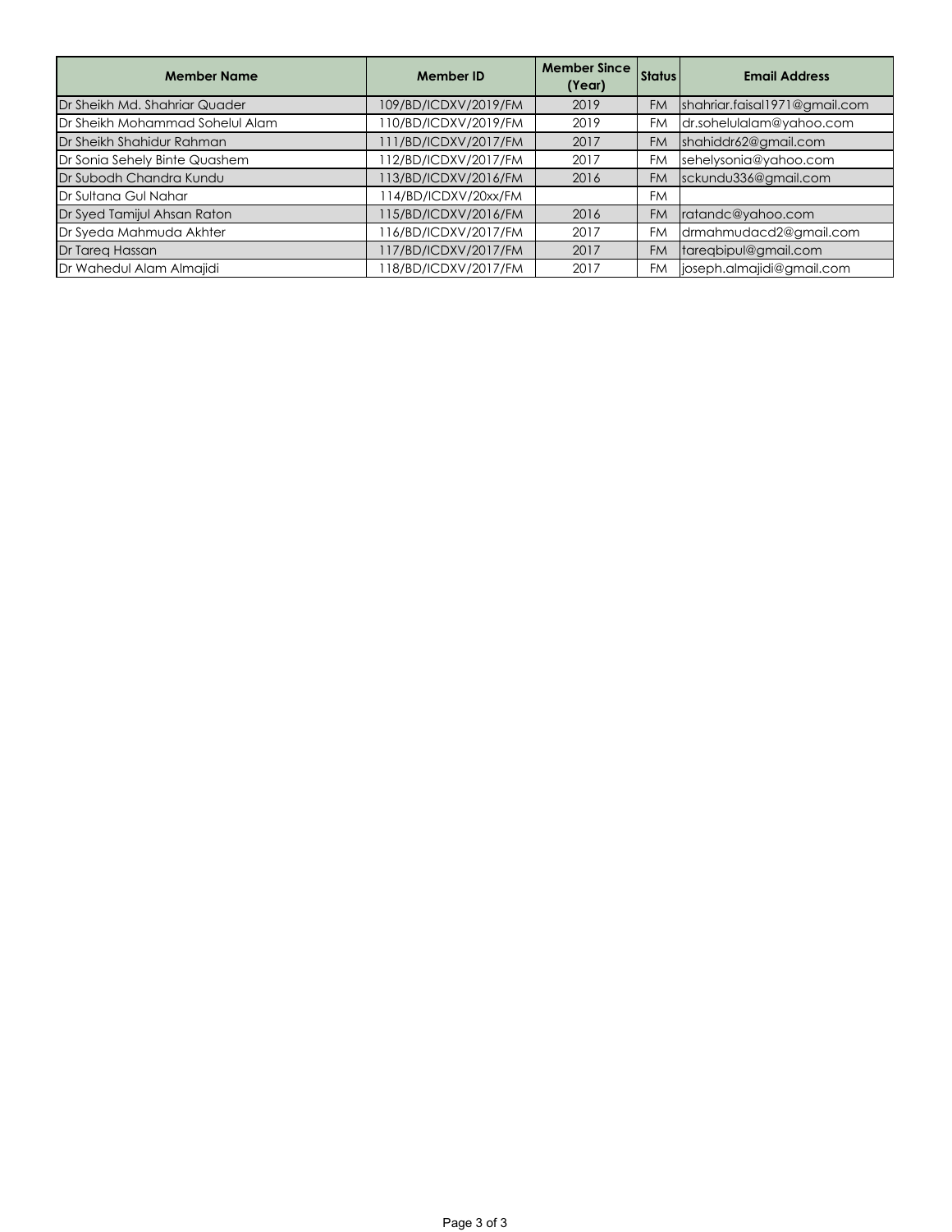| Member Name | Member ID | Member Since (Year) | Status | Email Address |
|---|---|---|---|---|
| Dr Sheikh Md. Shahriar Quader | 109/BD/ICDXV/2019/FM | 2019 | FM | shahriar.faisal1971@gmail.com |
| Dr Sheikh Mohammad Sohelul Alam | 110/BD/ICDXV/2019/FM | 2019 | FM | dr.sohelulalam@yahoo.com |
| Dr Sheikh Shahidur Rahman | 111/BD/ICDXV/2017/FM | 2017 | FM | shahiddr62@gmail.com |
| Dr Sonia Sehely Binte Quashem | 112/BD/ICDXV/2017/FM | 2017 | FM | sehelysonia@yahoo.com |
| Dr Subodh Chandra Kundu | 113/BD/ICDXV/2016/FM | 2016 | FM | sckundu336@gmail.com |
| Dr Sultana Gul Nahar | 114/BD/ICDXV/20xx/FM | | FM | |
| Dr Syed Tamijul Ahsan Raton | 115/BD/ICDXV/2016/FM | 2016 | FM | ratandc@yahoo.com |
| Dr Syeda Mahmuda Akhter | 116/BD/ICDXV/2017/FM | 2017 | FM | drmahmudacd2@gmail.com |
| Dr Tareq Hassan | 117/BD/ICDXV/2017/FM | 2017 | FM | tareqbipul@gmail.com |
| Dr Wahedul Alam Almajidi | 118/BD/ICDXV/2017/FM | 2017 | FM | joseph.almajidi@gmail.com |